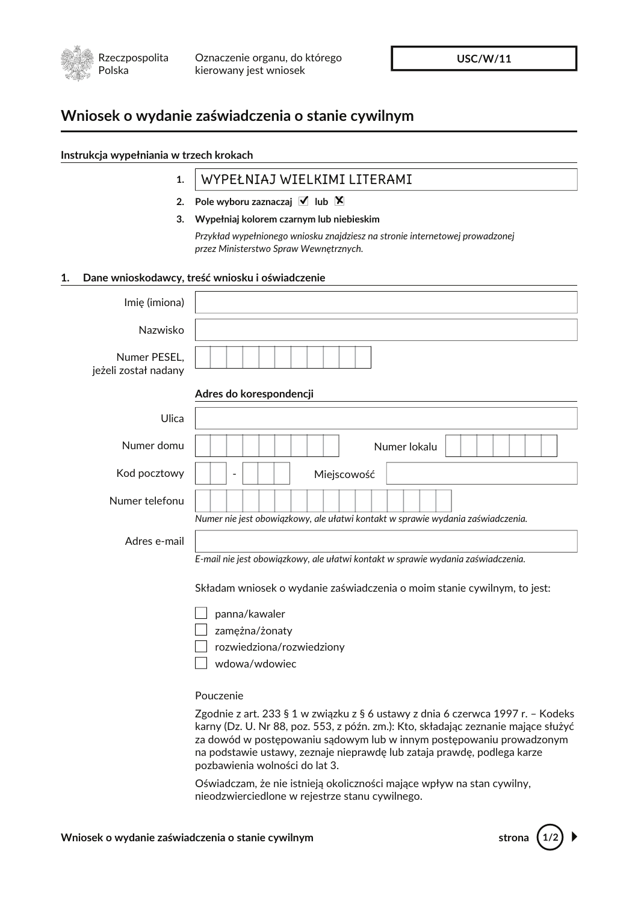Rzeczpospolita Polska

Oznaczenie organu, do którego kierowany jest wniosek

**USC/W/11**

# Wniosek o wydanie zaświadczenia o stanie cywilnym

**Instrukcja wypełniania w trzech krokach**

1. WYPEŁNIAJ WIELKIMI LITERAMI
2. **Pole wyboru zaznaczaj ☑ lub ☒**
3. **Wypełniaj kolorem czarnym lub niebieskim**

*Przykład wypełnionego wniosku znajdziesz na stronie internetowej prowadzonej przez Ministerstwo Spraw Wewnętrznych.*

## 1. Dane wnioskodawcy, treść wniosku i oświadczenie

Imię (imiona) ______________________

Nazwisko ______________________

Numer PESEL, jeżeli został nadany ______________________

**Adres do korespondencji**

Ulica ______________________

Numer domu ______________________ Numer lokalu ______________________

Kod pocztowy __ - ___ Miejscowość ______________________

Numer telefonu ______________________

*Numer nie jest obowiązkowy, ale ułatwi kontakt w sprawie wydania zaświadczenia.*

Adres e-mail ______________________

*E-mail nie jest obowiązkowy, ale ułatwi kontakt w sprawie wydania zaświadczenia.*

Składam wniosek o wydanie zaświadczenia o moim stanie cywilnym, to jest:

- ☐ panna/kawaler
- ☐ zamężna/żonaty
- ☐ rozwiedziona/rozwiedziony
- ☐ wdowa/wdowiec

Pouczenie

Zgodnie z art. 233 § 1 w związku z § 6 ustawy z dnia 6 czerwca 1997 r. – Kodeks karny (Dz. U. Nr 88, poz. 553, z późn. zm.): Kto, składając zeznanie mające służyć za dowód w postępowaniu sądowym lub w innym postępowaniu prowadzonym na podstawie ustawy, zeznaje nieprawdę lub zataja prawdę, podlega karze pozbawienia wolności do lat 3.

Oświadczam, że nie istnieją okoliczności mające wpływ na stan cywilny, nieodzwierciedlone w rejestrze stanu cywilnego.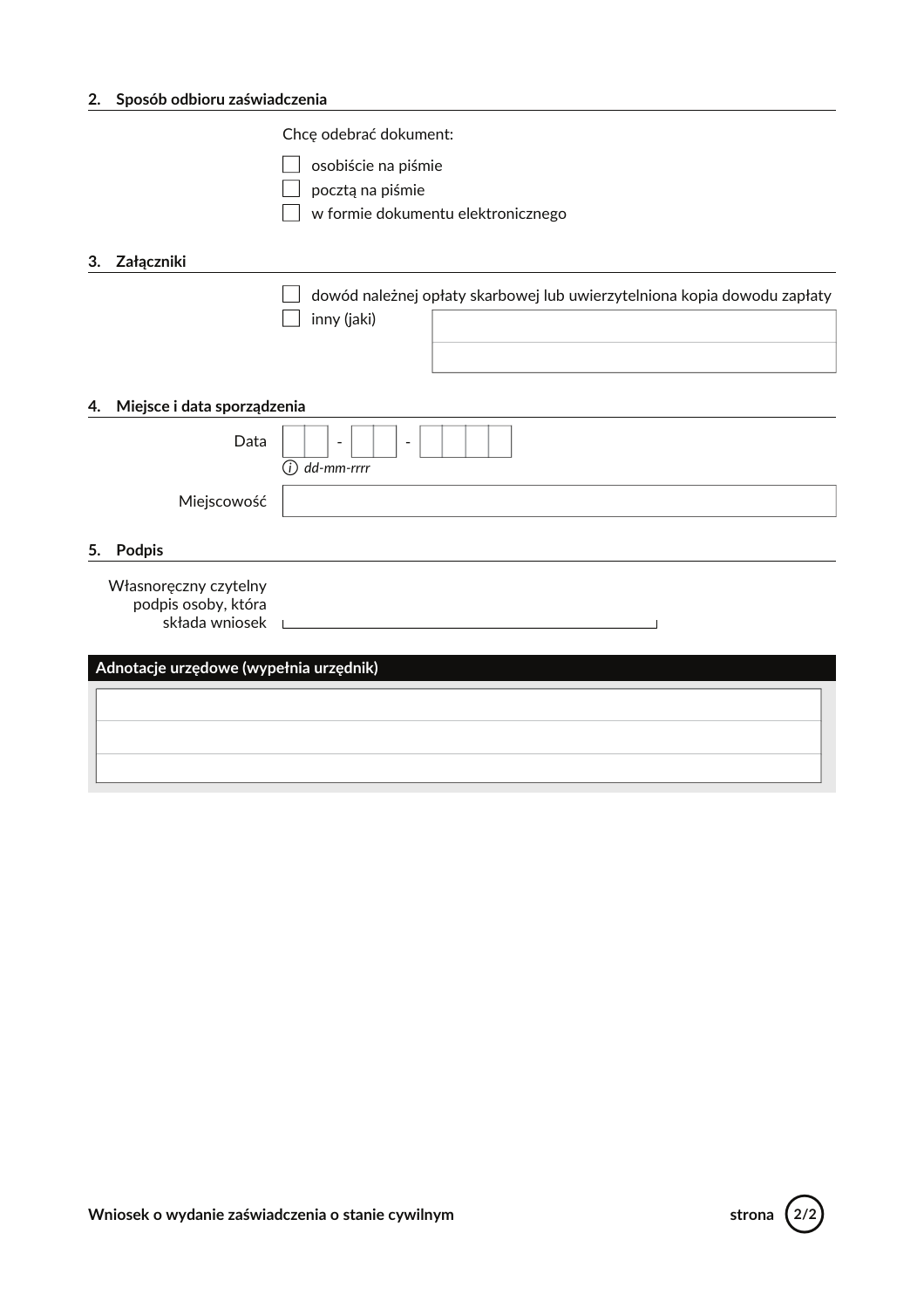## 2. Sposób odbioru zaświadczenia

Chcę odebrać dokument:

- [ ] osobiście na piśmie
- [ ] pocztą na piśmie
- [ ] w formie dokumentu elektronicznego

## 3. Załączniki

- [ ] dowód należnej opłaty skarbowej lub uwierzytelniona kopia dowodu zapłaty
- [ ] inny (jaki)

## 4. Miejsce i data sporządzenia

Data: __ __ - __ __ - __ __ __ __

*dd-mm-rrrr*

Miejscowość: ______________________

## 5. Podpis

Własnoręczny czytelny podpis osoby, która składa wniosek ______________________

## Adnotacje urzędowe (wypełnia urzędnik)

| |
|---|
| |
| |
| |